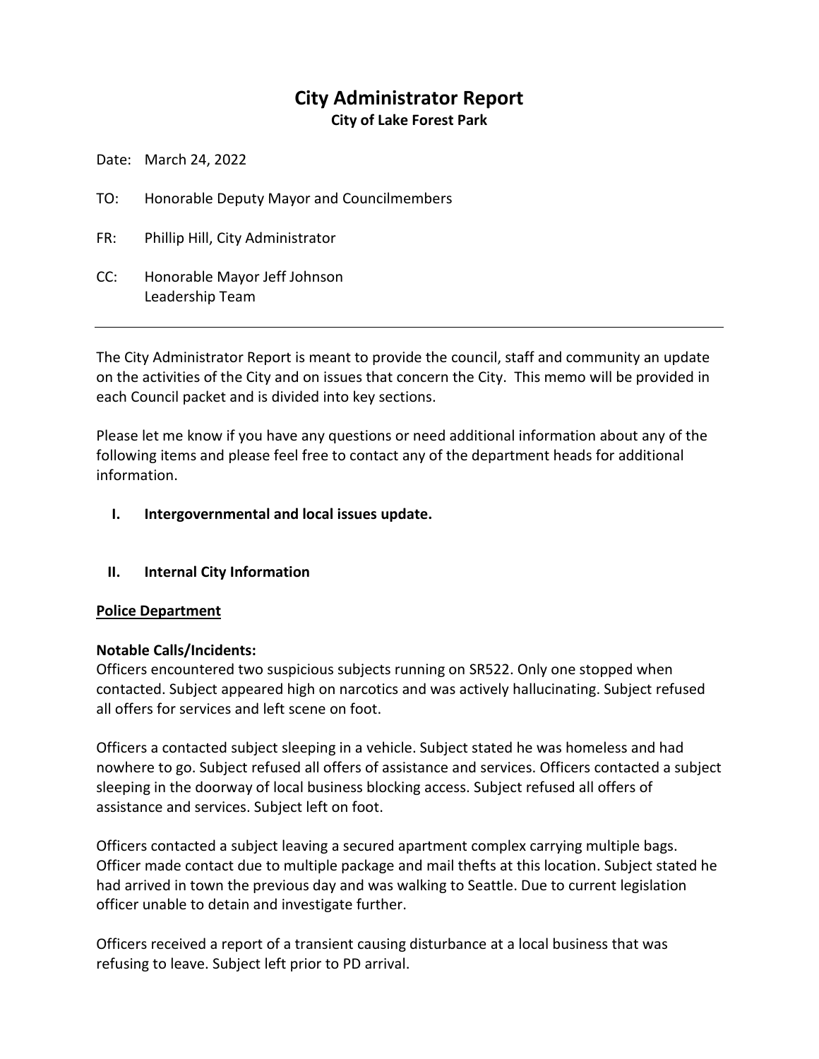# City Administrator Report

**City of Lake Forest Park**

Date: March 24, 2022

TO: Honorable Deputy Mayor and Councilmembers

FR: Phillip Hill, City Administrator

CC: Honorable Mayor Jeff Johnson
Leadership Team

---

The City Administrator Report is meant to provide the council, staff and community an update on the activities of the City and on issues that concern the City. This memo will be provided in each Council packet and is divided into key sections.

Please let me know if you have any questions or need additional information about any of the following items and please feel free to contact any of the department heads for additional information.

## I. Intergovernmental and local issues update.

## II. Internal City Information

### Police Department

**Notable Calls/Incidents:**
Officers encountered two suspicious subjects running on SR522. Only one stopped when contacted. Subject appeared high on narcotics and was actively hallucinating. Subject refused all offers for services and left scene on foot.

Officers a contacted subject sleeping in a vehicle. Subject stated he was homeless and had nowhere to go. Subject refused all offers of assistance and services. Officers contacted a subject sleeping in the doorway of local business blocking access. Subject refused all offers of assistance and services. Subject left on foot.

Officers contacted a subject leaving a secured apartment complex carrying multiple bags. Officer made contact due to multiple package and mail thefts at this location. Subject stated he had arrived in town the previous day and was walking to Seattle. Due to current legislation officer unable to detain and investigate further.

Officers received a report of a transient causing disturbance at a local business that was refusing to leave. Subject left prior to PD arrival.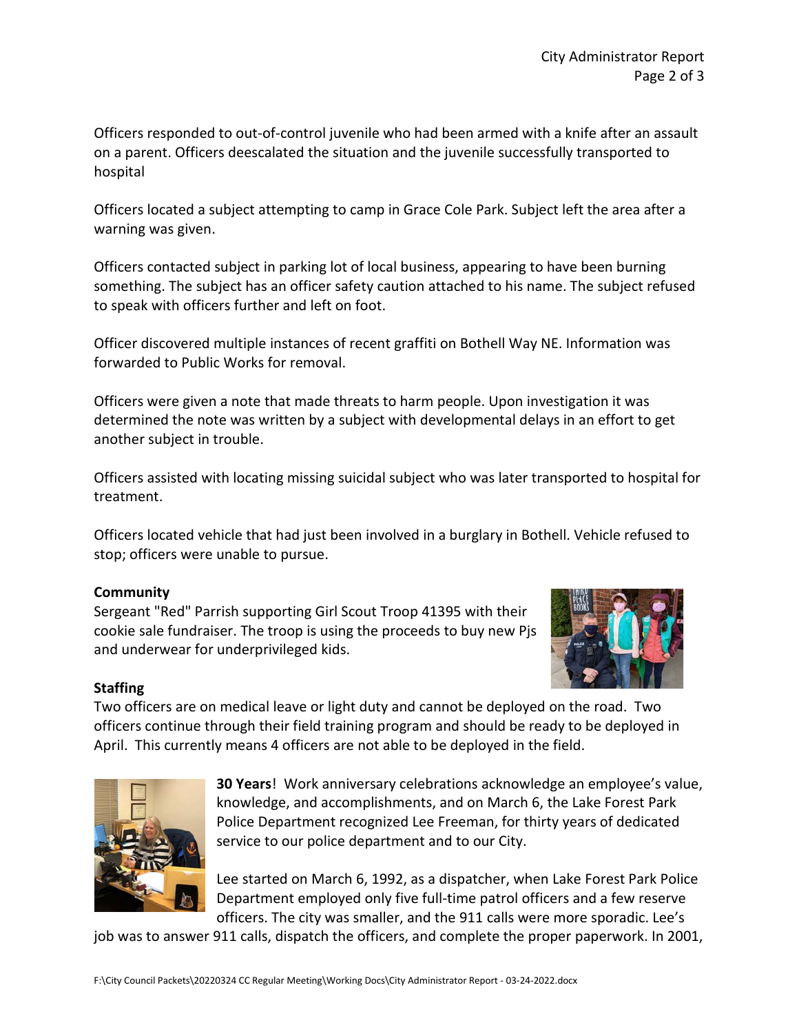Officers responded to out-of-control juvenile who had been armed with a knife after an assault on a parent. Officers deescalated the situation and the juvenile successfully transported to hospital

Officers located a subject attempting to camp in Grace Cole Park. Subject left the area after a warning was given.

Officers contacted subject in parking lot of local business, appearing to have been burning something. The subject has an officer safety caution attached to his name. The subject refused to speak with officers further and left on foot.

Officer discovered multiple instances of recent graffiti on Bothell Way NE. Information was forwarded to Public Works for removal.

Officers were given a note that made threats to harm people. Upon investigation it was determined the note was written by a subject with developmental delays in an effort to get another subject in trouble.

Officers assisted with locating missing suicidal subject who was later transported to hospital for treatment.

Officers located vehicle that had just been involved in a burglary in Bothell. Vehicle refused to stop; officers were unable to pursue.

**Community**
Sergeant "Red" Parrish supporting Girl Scout Troop 41395 with their cookie sale fundraiser. The troop is using the proceeds to buy new Pjs and underwear for underprivileged kids.

**Staffing**
Two officers are on medical leave or light duty and cannot be deployed on the road. Two officers continue through their field training program and should be ready to be deployed in April. This currently means 4 officers are not able to be deployed in the field.

**30 Years**! Work anniversary celebrations acknowledge an employee's value, knowledge, and accomplishments, and on March 6, the Lake Forest Park Police Department recognized Lee Freeman, for thirty years of dedicated service to our police department and to our City.

Lee started on March 6, 1992, as a dispatcher, when Lake Forest Park Police Department employed only five full-time patrol officers and a few reserve officers. The city was smaller, and the 911 calls were more sporadic. Lee's job was to answer 911 calls, dispatch the officers, and complete the proper paperwork. In 2001,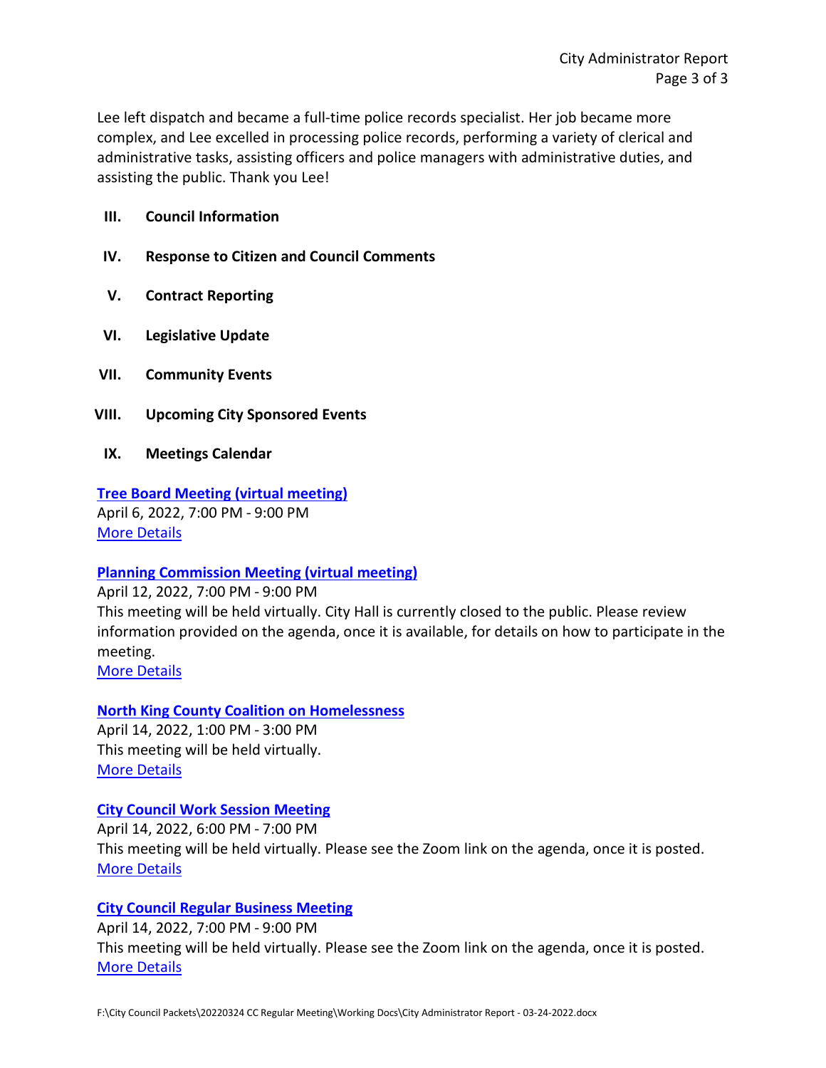Lee left dispatch and became a full-time police records specialist. Her job became more complex, and Lee excelled in processing police records, performing a variety of clerical and administrative tasks, assisting officers and police managers with administrative duties, and assisting the public. Thank you Lee!

## III. Council Information

## IV. Response to Citizen and Council Comments

## V. Contract Reporting

## VI. Legislative Update

## VII. Community Events

## VIII. Upcoming City Sponsored Events

## IX. Meetings Calendar

**Tree Board Meeting (virtual meeting)**
April 6, 2022, 7:00 PM - 9:00 PM
More Details

**Planning Commission Meeting (virtual meeting)**
April 12, 2022, 7:00 PM - 9:00 PM
This meeting will be held virtually. City Hall is currently closed to the public. Please review information provided on the agenda, once it is available, for details on how to participate in the meeting.
More Details

**North King County Coalition on Homelessness**
April 14, 2022, 1:00 PM - 3:00 PM
This meeting will be held virtually.
More Details

**City Council Work Session Meeting**
April 14, 2022, 6:00 PM - 7:00 PM
This meeting will be held virtually. Please see the Zoom link on the agenda, once it is posted.
More Details

**City Council Regular Business Meeting**
April 14, 2022, 7:00 PM - 9:00 PM
This meeting will be held virtually. Please see the Zoom link on the agenda, once it is posted.
More Details

F:\City Council Packets\20220324 CC Regular Meeting\Working Docs\City Administrator Report - 03-24-2022.docx